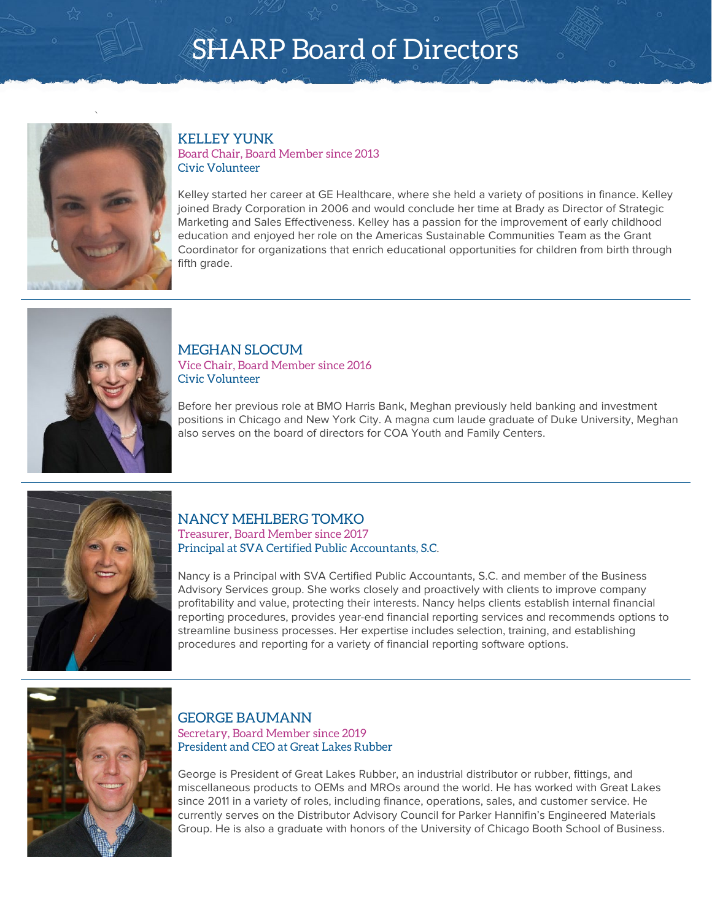# SHARP Board of Directors

## KELLEY YUNK

Board Chair, Board Member since 2013
Civic Volunteer

Kelley started her career at GE Healthcare, where she held a variety of positions in finance. Kelley joined Brady Corporation in 2006 and would conclude her time at Brady as Director of Strategic Marketing and Sales Effectiveness. Kelley has a passion for the improvement of early childhood education and enjoyed her role on the Americas Sustainable Communities Team as the Grant Coordinator for organizations that enrich educational opportunities for children from birth through fifth grade.

---

## MEGHAN SLOCUM

Vice Chair, Board Member since 2016
Civic Volunteer

Before her previous role at BMO Harris Bank, Meghan previously held banking and investment positions in Chicago and New York City. A magna cum laude graduate of Duke University, Meghan also serves on the board of directors for COA Youth and Family Centers.

---

## NANCY MEHLBERG TOMKO

Treasurer, Board Member since 2017
Principal at SVA Certified Public Accountants, S.C.

Nancy is a Principal with SVA Certified Public Accountants, S.C. and member of the Business Advisory Services group. She works closely and proactively with clients to improve company profitability and value, protecting their interests. Nancy helps clients establish internal financial reporting procedures, provides year-end financial reporting services and recommends options to streamline business processes. Her expertise includes selection, training, and establishing procedures and reporting for a variety of financial reporting software options.

---

## GEORGE BAUMANN

Secretary, Board Member since 2019
President and CEO at Great Lakes Rubber

George is President of Great Lakes Rubber, an industrial distributor or rubber, fittings, and miscellaneous products to OEMs and MROs around the world. He has worked with Great Lakes since 2011 in a variety of roles, including finance, operations, sales, and customer service. He currently serves on the Distributor Advisory Council for Parker Hannifin's Engineered Materials Group. He is also a graduate with honors of the University of Chicago Booth School of Business.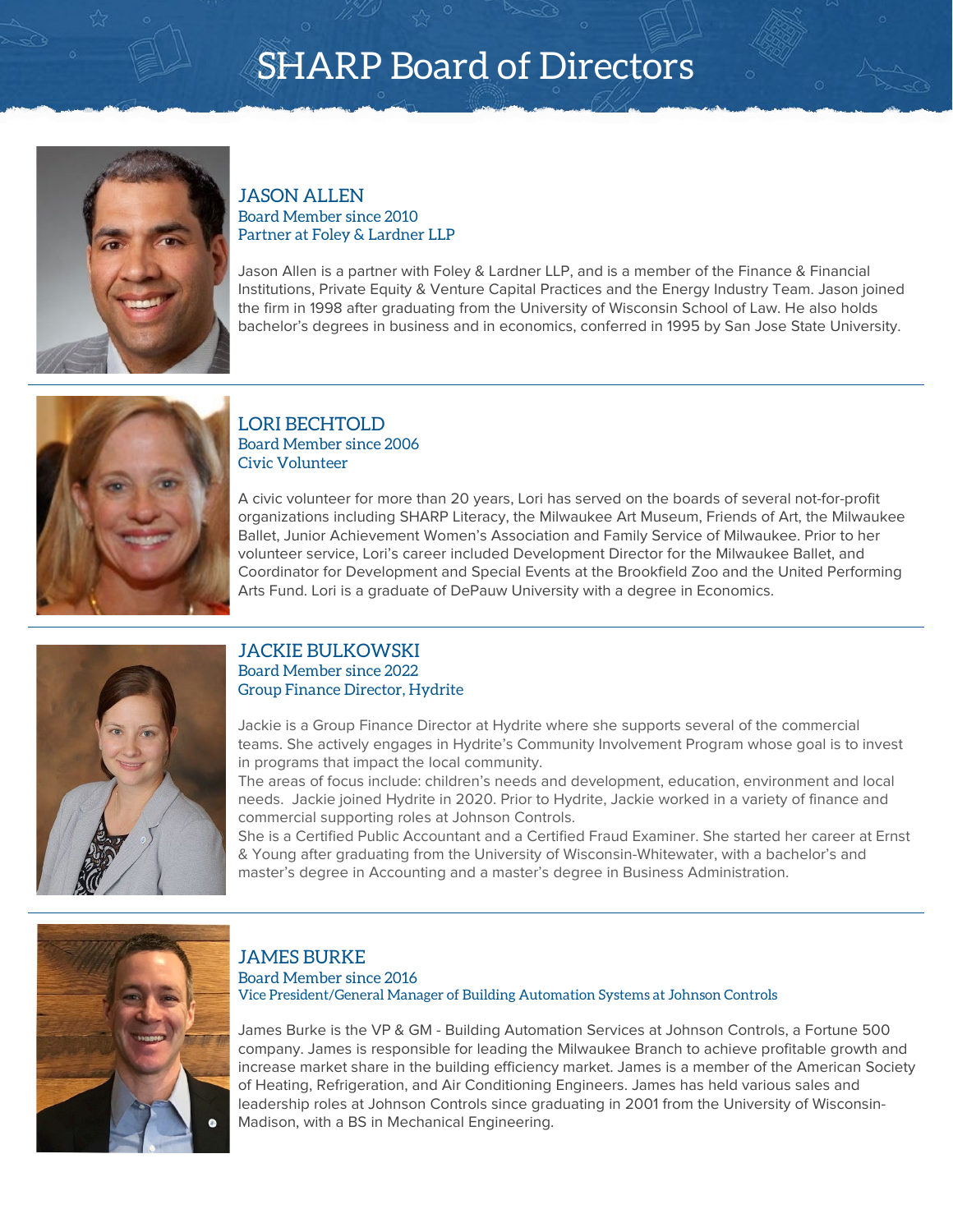# SHARP Board of Directors

## JASON ALLEN

Board Member since 2010
Partner at Foley & Lardner LLP

Jason Allen is a partner with Foley & Lardner LLP, and is a member of the Finance & Financial Institutions, Private Equity & Venture Capital Practices and the Energy Industry Team. Jason joined the firm in 1998 after graduating from the University of Wisconsin School of Law. He also holds bachelor's degrees in business and in economics, conferred in 1995 by San Jose State University.

---

## LORI BECHTOLD

Board Member since 2006
Civic Volunteer

A civic volunteer for more than 20 years, Lori has served on the boards of several not-for-profit organizations including SHARP Literacy, the Milwaukee Art Museum, Friends of Art, the Milwaukee Ballet, Junior Achievement Women's Association and Family Service of Milwaukee. Prior to her volunteer service, Lori's career included Development Director for the Milwaukee Ballet, and Coordinator for Development and Special Events at the Brookfield Zoo and the United Performing Arts Fund. Lori is a graduate of DePauw University with a degree in Economics.

---

## JACKIE BULKOWSKI

Board Member since 2022
Group Finance Director, Hydrite

Jackie is a Group Finance Director at Hydrite where she supports several of the commercial teams. She actively engages in Hydrite's Community Involvement Program whose goal is to invest in programs that impact the local community.
The areas of focus include: children's needs and development, education, environment and local needs. Jackie joined Hydrite in 2020. Prior to Hydrite, Jackie worked in a variety of finance and commercial supporting roles at Johnson Controls.
She is a Certified Public Accountant and a Certified Fraud Examiner. She started her career at Ernst & Young after graduating from the University of Wisconsin-Whitewater, with a bachelor's and master's degree in Accounting and a master's degree in Business Administration.

---

## JAMES BURKE

Board Member since 2016
Vice President/General Manager of Building Automation Systems at Johnson Controls

James Burke is the VP & GM - Building Automation Services at Johnson Controls, a Fortune 500 company. James is responsible for leading the Milwaukee Branch to achieve profitable growth and increase market share in the building efficiency market. James is a member of the American Society of Heating, Refrigeration, and Air Conditioning Engineers. James has held various sales and leadership roles at Johnson Controls since graduating in 2001 from the University of Wisconsin-Madison, with a BS in Mechanical Engineering.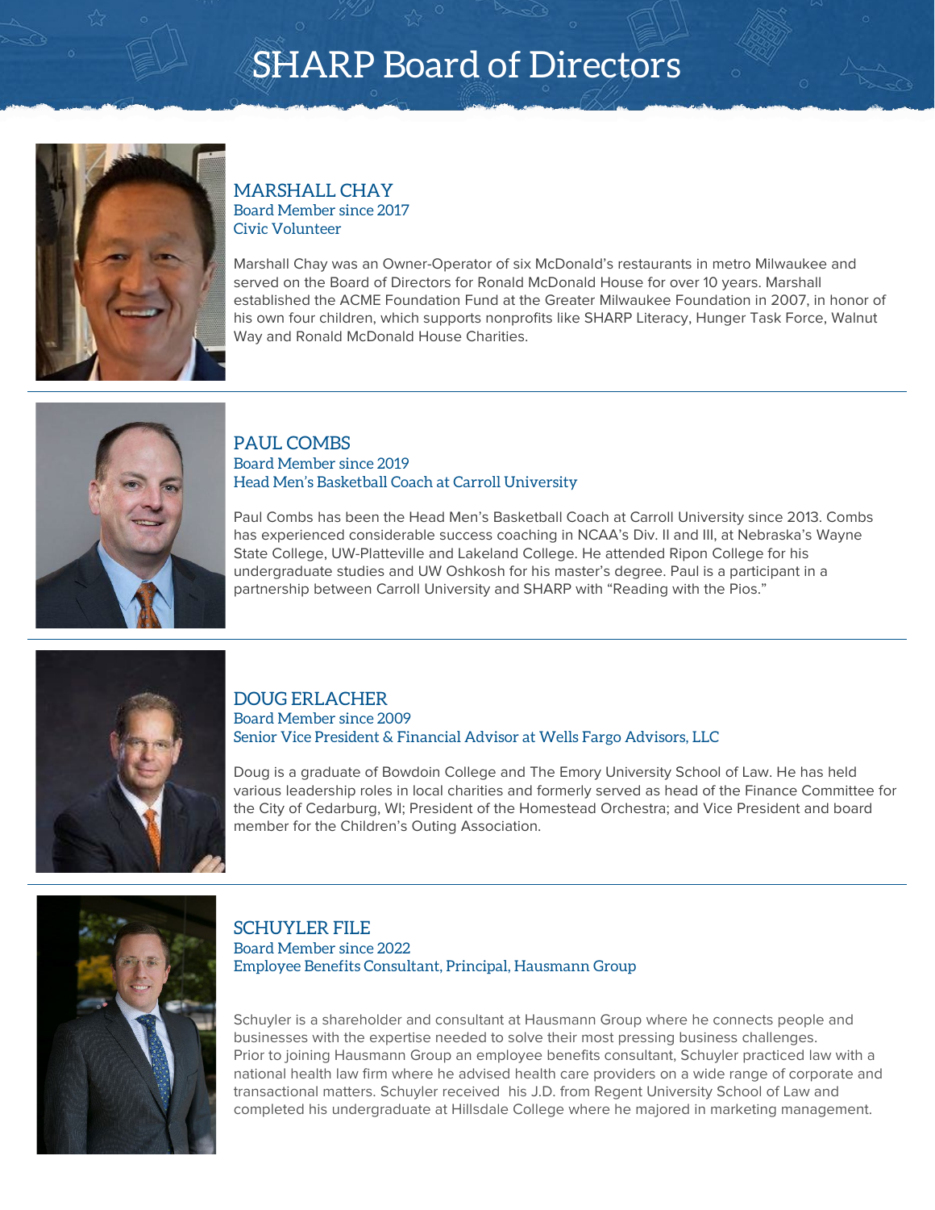# SHARP Board of Directors

## MARSHALL CHAY
Board Member since 2017
Civic Volunteer

Marshall Chay was an Owner-Operator of six McDonald's restaurants in metro Milwaukee and served on the Board of Directors for Ronald McDonald House for over 10 years. Marshall established the ACME Foundation Fund at the Greater Milwaukee Foundation in 2007, in honor of his own four children, which supports nonprofits like SHARP Literacy, Hunger Task Force, Walnut Way and Ronald McDonald House Charities.

---

## PAUL COMBS
Board Member since 2019
Head Men's Basketball Coach at Carroll University

Paul Combs has been the Head Men's Basketball Coach at Carroll University since 2013. Combs has experienced considerable success coaching in NCAA's Div. II and III, at Nebraska's Wayne State College, UW-Platteville and Lakeland College. He attended Ripon College for his undergraduate studies and UW Oshkosh for his master's degree. Paul is a participant in a partnership between Carroll University and SHARP with "Reading with the Pios."

---

## DOUG ERLACHER
Board Member since 2009
Senior Vice President & Financial Advisor at Wells Fargo Advisors, LLC

Doug is a graduate of Bowdoin College and The Emory University School of Law. He has held various leadership roles in local charities and formerly served as head of the Finance Committee for the City of Cedarburg, WI; President of the Homestead Orchestra; and Vice President and board member for the Children's Outing Association.

---

## SCHUYLER FILE
Board Member since 2022
Employee Benefits Consultant, Principal, Hausmann Group

Schuyler is a shareholder and consultant at Hausmann Group where he connects people and businesses with the expertise needed to solve their most pressing business challenges. Prior to joining Hausmann Group an employee benefits consultant, Schuyler practiced law with a national health law firm where he advised health care providers on a wide range of corporate and transactional matters. Schuyler received his J.D. from Regent University School of Law and completed his undergraduate at Hillsdale College where he majored in marketing management.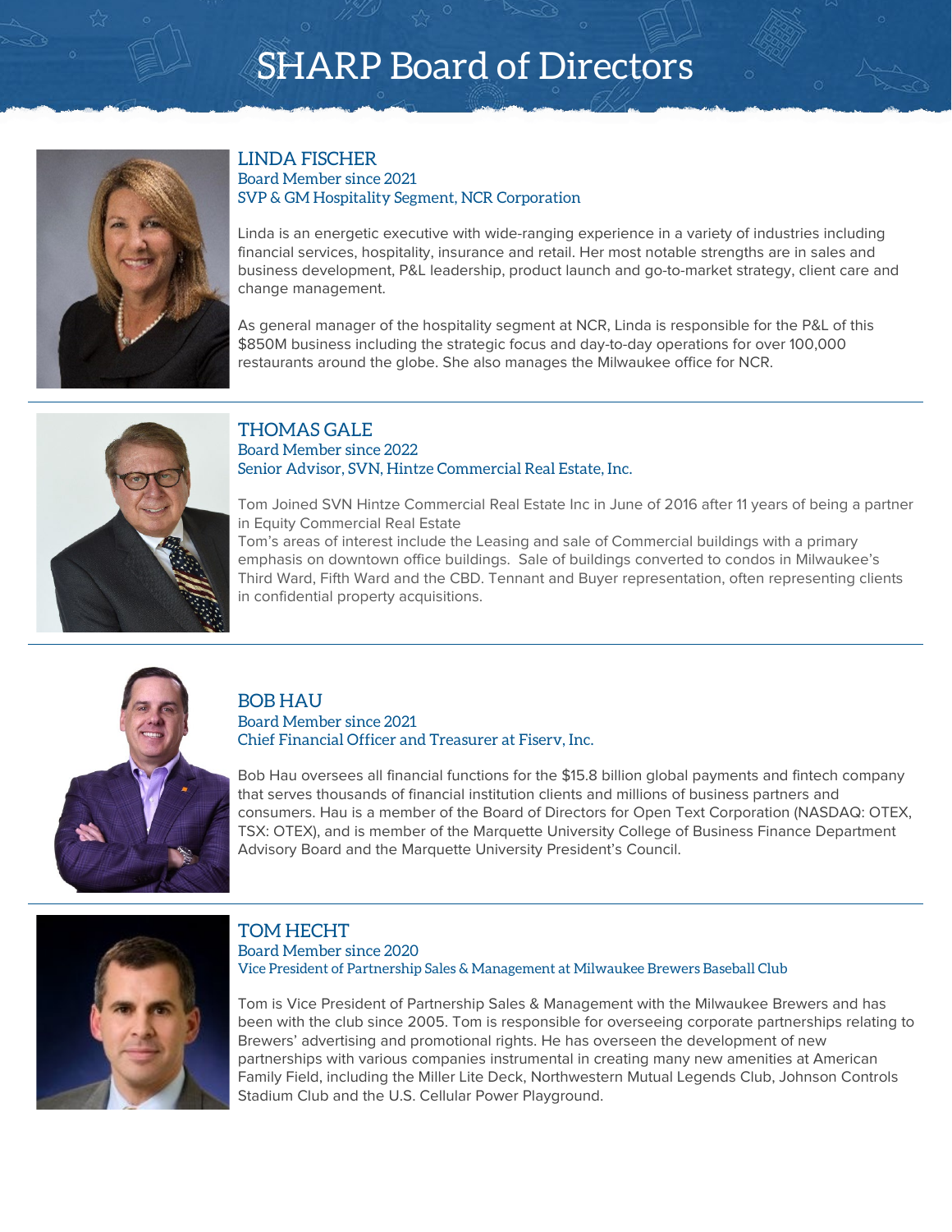# SHARP Board of Directors

## LINDA FISCHER

Board Member since 2021
SVP & GM Hospitality Segment, NCR Corporation

Linda is an energetic executive with wide-ranging experience in a variety of industries including financial services, hospitality, insurance and retail. Her most notable strengths are in sales and business development, P&L leadership, product launch and go-to-market strategy, client care and change management.

As general manager of the hospitality segment at NCR, Linda is responsible for the P&L of this $850M business including the strategic focus and day-to-day operations for over 100,000 restaurants around the globe. She also manages the Milwaukee office for NCR.

---

## THOMAS GALE

Board Member since 2022
Senior Advisor, SVN, Hintze Commercial Real Estate, Inc.

Tom Joined SVN Hintze Commercial Real Estate Inc in June of 2016 after 11 years of being a partner in Equity Commercial Real Estate
Tom's areas of interest include the Leasing and sale of Commercial buildings with a primary emphasis on downtown office buildings. Sale of buildings converted to condos in Milwaukee's Third Ward, Fifth Ward and the CBD. Tennant and Buyer representation, often representing clients in confidential property acquisitions.

---

## BOB HAU

Board Member since 2021
Chief Financial Officer and Treasurer at Fiserv, Inc.

Bob Hau oversees all financial functions for the $15.8 billion global payments and fintech company that serves thousands of financial institution clients and millions of business partners and consumers. Hau is a member of the Board of Directors for Open Text Corporation (NASDAQ: OTEX, TSX: OTEX), and is member of the Marquette University College of Business Finance Department Advisory Board and the Marquette University President's Council.

---

## TOM HECHT

Board Member since 2020
Vice President of Partnership Sales & Management at Milwaukee Brewers Baseball Club

Tom is Vice President of Partnership Sales & Management with the Milwaukee Brewers and has been with the club since 2005. Tom is responsible for overseeing corporate partnerships relating to Brewers' advertising and promotional rights. He has overseen the development of new partnerships with various companies instrumental in creating many new amenities at American Family Field, including the Miller Lite Deck, Northwestern Mutual Legends Club, Johnson Controls Stadium Club and the U.S. Cellular Power Playground.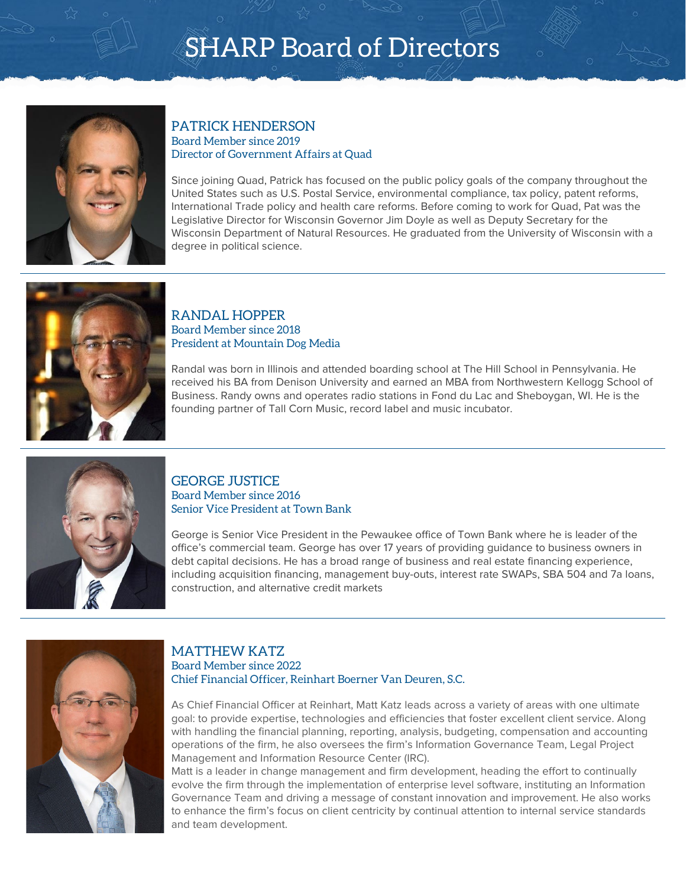# SHARP Board of Directors

## PATRICK HENDERSON

Board Member since 2019
Director of Government Affairs at Quad

Since joining Quad, Patrick has focused on the public policy goals of the company throughout the United States such as U.S. Postal Service, environmental compliance, tax policy, patent reforms, International Trade policy and health care reforms. Before coming to work for Quad, Pat was the Legislative Director for Wisconsin Governor Jim Doyle as well as Deputy Secretary for the Wisconsin Department of Natural Resources. He graduated from the University of Wisconsin with a degree in political science.

## RANDAL HOPPER

Board Member since 2018
President at Mountain Dog Media

Randal was born in Illinois and attended boarding school at The Hill School in Pennsylvania. He received his BA from Denison University and earned an MBA from Northwestern Kellogg School of Business. Randy owns and operates radio stations in Fond du Lac and Sheboygan, WI. He is the founding partner of Tall Corn Music, record label and music incubator.

## GEORGE JUSTICE

Board Member since 2016
Senior Vice President at Town Bank

George is Senior Vice President in the Pewaukee office of Town Bank where he is leader of the office's commercial team. George has over 17 years of providing guidance to business owners in debt capital decisions. He has a broad range of business and real estate financing experience, including acquisition financing, management buy-outs, interest rate SWAPs, SBA 504 and 7a loans, construction, and alternative credit markets

## MATTHEW KATZ

Board Member since 2022
Chief Financial Officer, Reinhart Boerner Van Deuren, S.C.

As Chief Financial Officer at Reinhart, Matt Katz leads across a variety of areas with one ultimate goal: to provide expertise, technologies and efficiencies that foster excellent client service. Along with handling the financial planning, reporting, analysis, budgeting, compensation and accounting operations of the firm, he also oversees the firm's Information Governance Team, Legal Project Management and Information Resource Center (IRC).

Matt is a leader in change management and firm development, heading the effort to continually evolve the firm through the implementation of enterprise level software, instituting an Information Governance Team and driving a message of constant innovation and improvement. He also works to enhance the firm's focus on client centricity by continual attention to internal service standards and team development.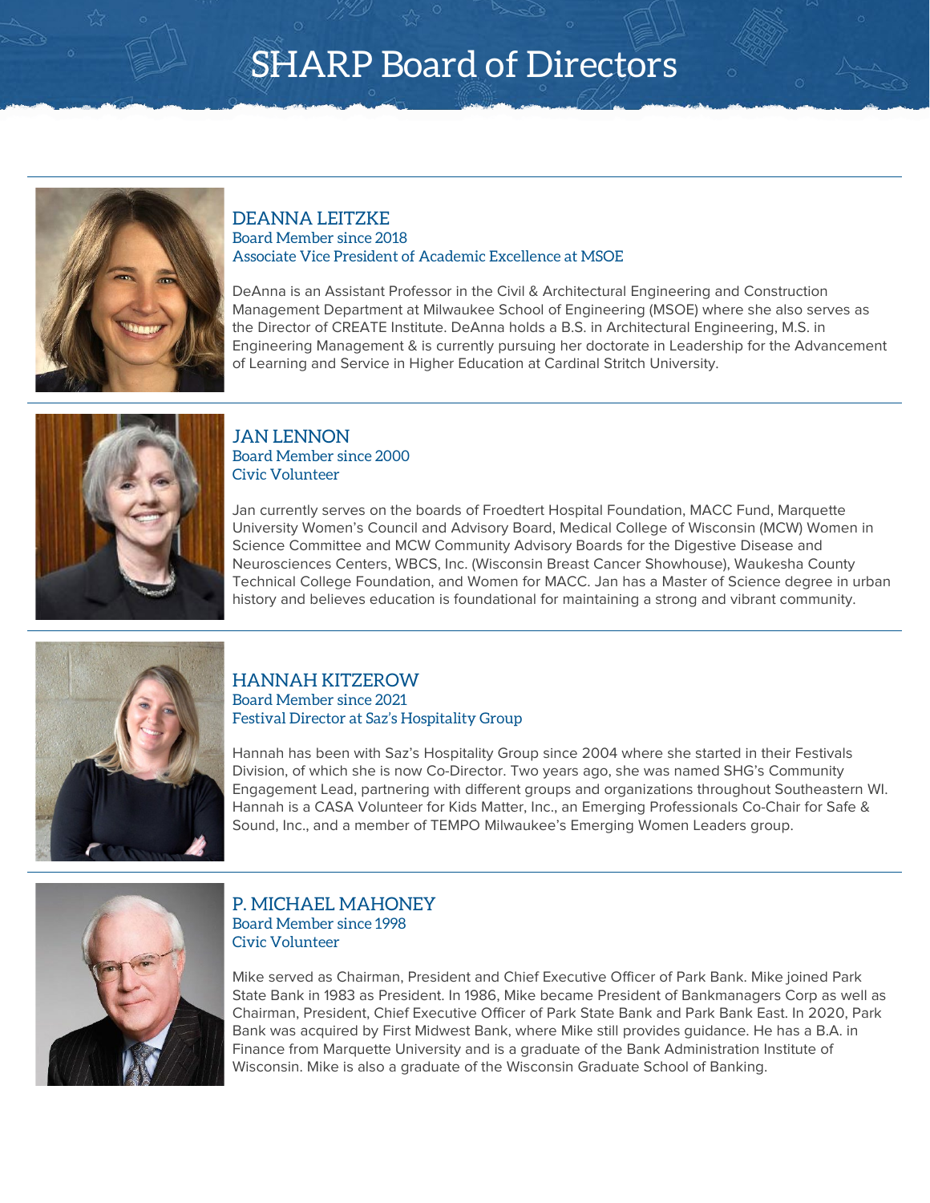# SHARP Board of Directors

## DEANNA LEITZKE

Board Member since 2018
Associate Vice President of Academic Excellence at MSOE

DeAnna is an Assistant Professor in the Civil & Architectural Engineering and Construction Management Department at Milwaukee School of Engineering (MSOE) where she also serves as the Director of CREATE Institute. DeAnna holds a B.S. in Architectural Engineering, M.S. in Engineering Management & is currently pursuing her doctorate in Leadership for the Advancement of Learning and Service in Higher Education at Cardinal Stritch University.

## JAN LENNON

Board Member since 2000
Civic Volunteer

Jan currently serves on the boards of Froedtert Hospital Foundation, MACC Fund, Marquette University Women's Council and Advisory Board, Medical College of Wisconsin (MCW) Women in Science Committee and MCW Community Advisory Boards for the Digestive Disease and Neurosciences Centers, WBCS, Inc. (Wisconsin Breast Cancer Showhouse), Waukesha County Technical College Foundation, and Women for MACC. Jan has a Master of Science degree in urban history and believes education is foundational for maintaining a strong and vibrant community.

## HANNAH KITZEROW

Board Member since 2021
Festival Director at Saz's Hospitality Group

Hannah has been with Saz's Hospitality Group since 2004 where she started in their Festivals Division, of which she is now Co-Director. Two years ago, she was named SHG's Community Engagement Lead, partnering with different groups and organizations throughout Southeastern WI. Hannah is a CASA Volunteer for Kids Matter, Inc., an Emerging Professionals Co-Chair for Safe & Sound, Inc., and a member of TEMPO Milwaukee's Emerging Women Leaders group.

## P. MICHAEL MAHONEY

Board Member since 1998
Civic Volunteer

Mike served as Chairman, President and Chief Executive Officer of Park Bank. Mike joined Park State Bank in 1983 as President. In 1986, Mike became President of Bankmanagers Corp as well as Chairman, President, Chief Executive Officer of Park State Bank and Park Bank East. In 2020, Park Bank was acquired by First Midwest Bank, where Mike still provides guidance. He has a B.A. in Finance from Marquette University and is a graduate of the Bank Administration Institute of Wisconsin. Mike is also a graduate of the Wisconsin Graduate School of Banking.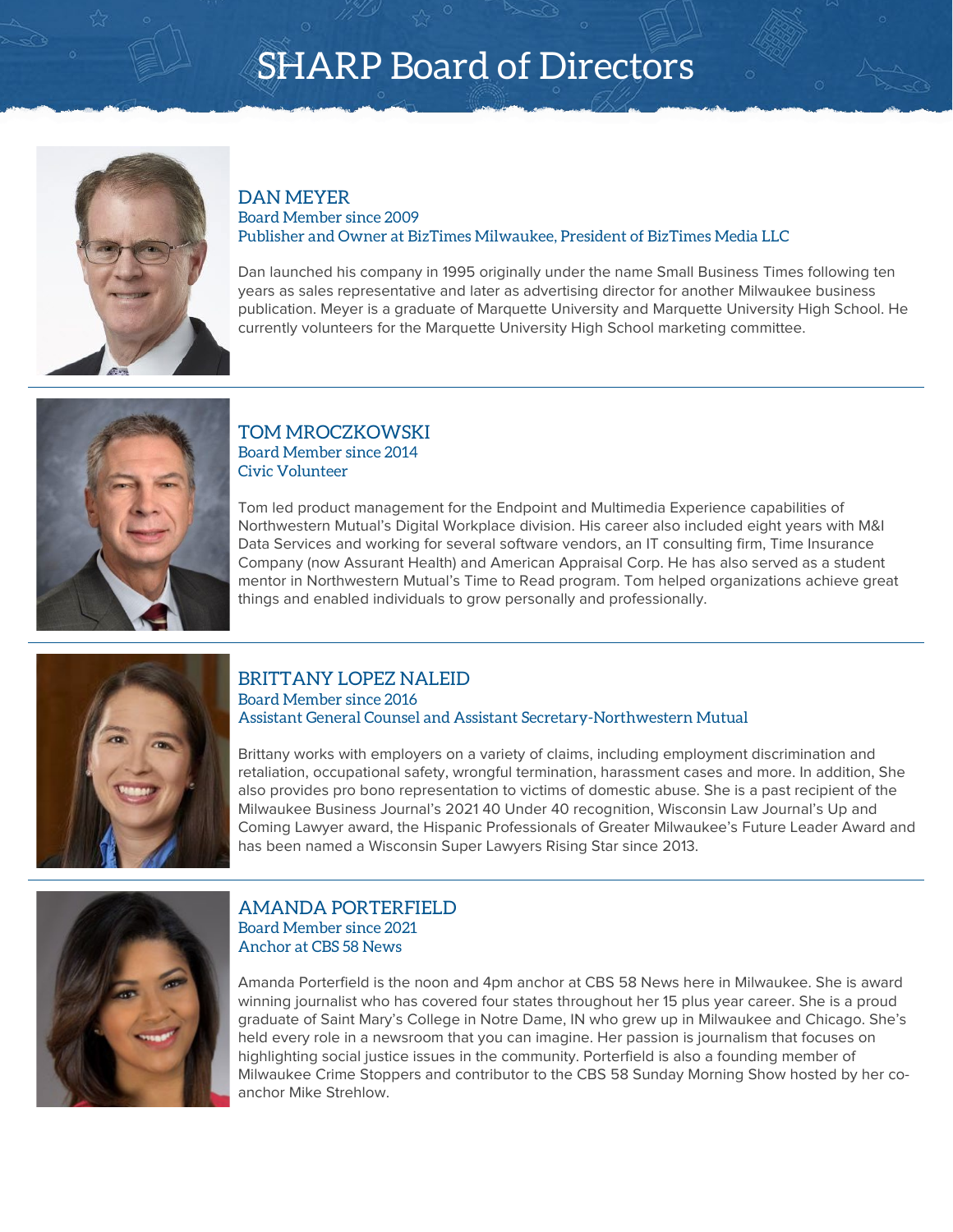# SHARP Board of Directors

## DAN MEYER

Board Member since 2009

Publisher and Owner at BizTimes Milwaukee, President of BizTimes Media LLC

Dan launched his company in 1995 originally under the name Small Business Times following ten years as sales representative and later as advertising director for another Milwaukee business publication. Meyer is a graduate of Marquette University and Marquette University High School. He currently volunteers for the Marquette University High School marketing committee.

---

## TOM MROCZKOWSKI

Board Member since 2014

Civic Volunteer

Tom led product management for the Endpoint and Multimedia Experience capabilities of Northwestern Mutual's Digital Workplace division. His career also included eight years with M&I Data Services and working for several software vendors, an IT consulting firm, Time Insurance Company (now Assurant Health) and American Appraisal Corp. He has also served as a student mentor in Northwestern Mutual's Time to Read program. Tom helped organizations achieve great things and enabled individuals to grow personally and professionally.

---

## BRITTANY LOPEZ NALEID

Board Member since 2016

Assistant General Counsel and Assistant Secretary-Northwestern Mutual

Brittany works with employers on a variety of claims, including employment discrimination and retaliation, occupational safety, wrongful termination, harassment cases and more. In addition, She also provides pro bono representation to victims of domestic abuse. She is a past recipient of the Milwaukee Business Journal's 2021 40 Under 40 recognition, Wisconsin Law Journal's Up and Coming Lawyer award, the Hispanic Professionals of Greater Milwaukee's Future Leader Award and has been named a Wisconsin Super Lawyers Rising Star since 2013.

---

## AMANDA PORTERFIELD

Board Member since 2021

Anchor at CBS 58 News

Amanda Porterfield is the noon and 4pm anchor at CBS 58 News here in Milwaukee. She is award winning journalist who has covered four states throughout her 15 plus year career. She is a proud graduate of Saint Mary's College in Notre Dame, IN who grew up in Milwaukee and Chicago. She's held every role in a newsroom that you can imagine. Her passion is journalism that focuses on highlighting social justice issues in the community. Porterfield is also a founding member of Milwaukee Crime Stoppers and contributor to the CBS 58 Sunday Morning Show hosted by her co-anchor Mike Strehlow.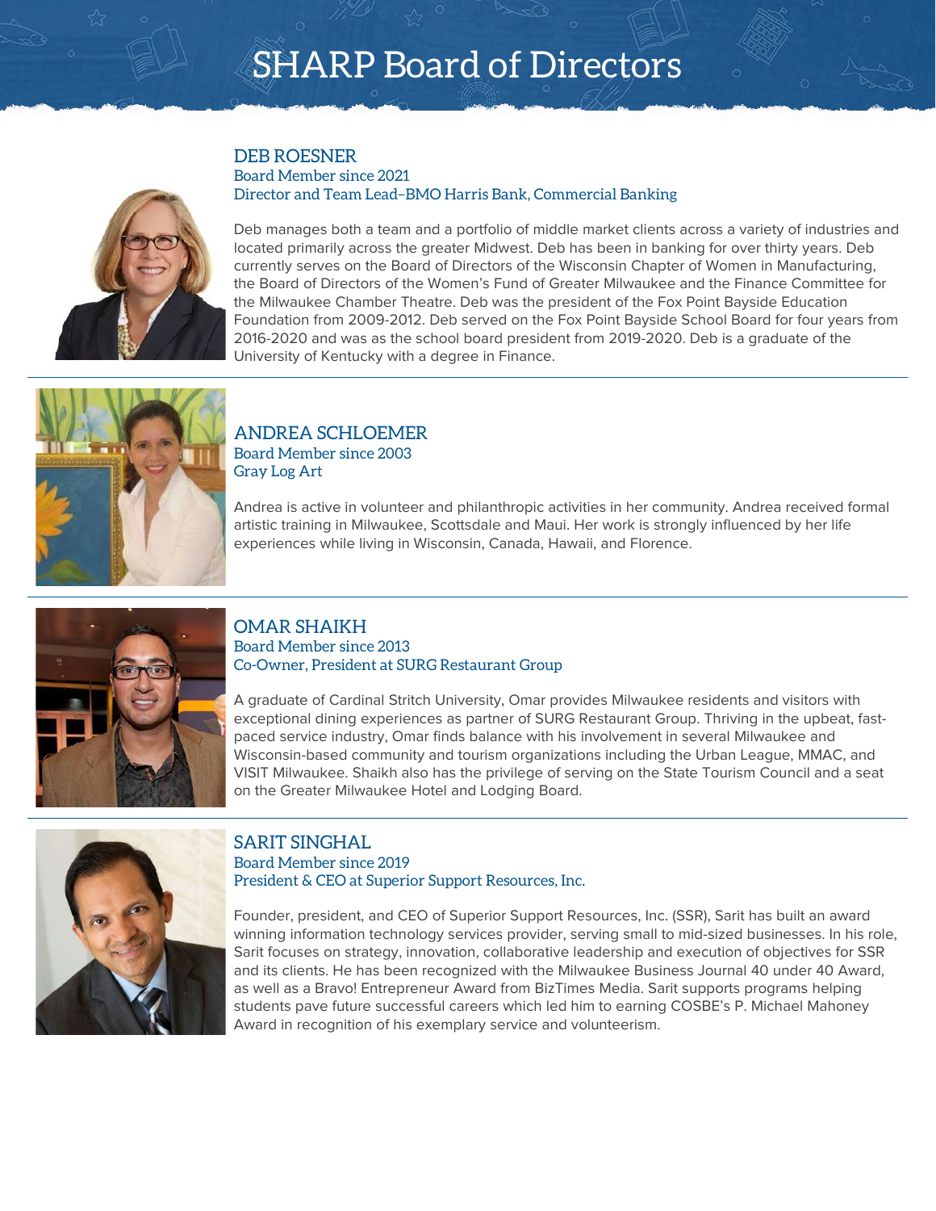# SHARP Board of Directors

## DEB ROESNER

Board Member since 2021

Director and Team Lead–BMO Harris Bank, Commercial Banking

Deb manages both a team and a portfolio of middle market clients across a variety of industries and located primarily across the greater Midwest. Deb has been in banking for over thirty years. Deb currently serves on the Board of Directors of the Wisconsin Chapter of Women in Manufacturing, the Board of Directors of the Women's Fund of Greater Milwaukee and the Finance Committee for the Milwaukee Chamber Theatre. Deb was the president of the Fox Point Bayside Education Foundation from 2009-2012. Deb served on the Fox Point Bayside School Board for four years from 2016-2020 and was as the school board president from 2019-2020. Deb is a graduate of the University of Kentucky with a degree in Finance.

---

## ANDREA SCHLOEMER

Board Member since 2003

Gray Log Art

Andrea is active in volunteer and philanthropic activities in her community. Andrea received formal artistic training in Milwaukee, Scottsdale and Maui. Her work is strongly influenced by her life experiences while living in Wisconsin, Canada, Hawaii, and Florence.

---

## OMAR SHAIKH

Board Member since 2013

Co-Owner, President at SURG Restaurant Group

A graduate of Cardinal Stritch University, Omar provides Milwaukee residents and visitors with exceptional dining experiences as partner of SURG Restaurant Group. Thriving in the upbeat, fast-paced service industry, Omar finds balance with his involvement in several Milwaukee and Wisconsin-based community and tourism organizations including the Urban League, MMAC, and VISIT Milwaukee. Shaikh also has the privilege of serving on the State Tourism Council and a seat on the Greater Milwaukee Hotel and Lodging Board.

---

## SARIT SINGHAL

Board Member since 2019

President & CEO at Superior Support Resources, Inc.

Founder, president, and CEO of Superior Support Resources, Inc. (SSR), Sarit has built an award winning information technology services provider, serving small to mid-sized businesses. In his role, Sarit focuses on strategy, innovation, collaborative leadership and execution of objectives for SSR and its clients. He has been recognized with the Milwaukee Business Journal 40 under 40 Award, as well as a Bravo! Entrepreneur Award from BizTimes Media. Sarit supports programs helping students pave future successful careers which led him to earning COSBE's P. Michael Mahoney Award in recognition of his exemplary service and volunteerism.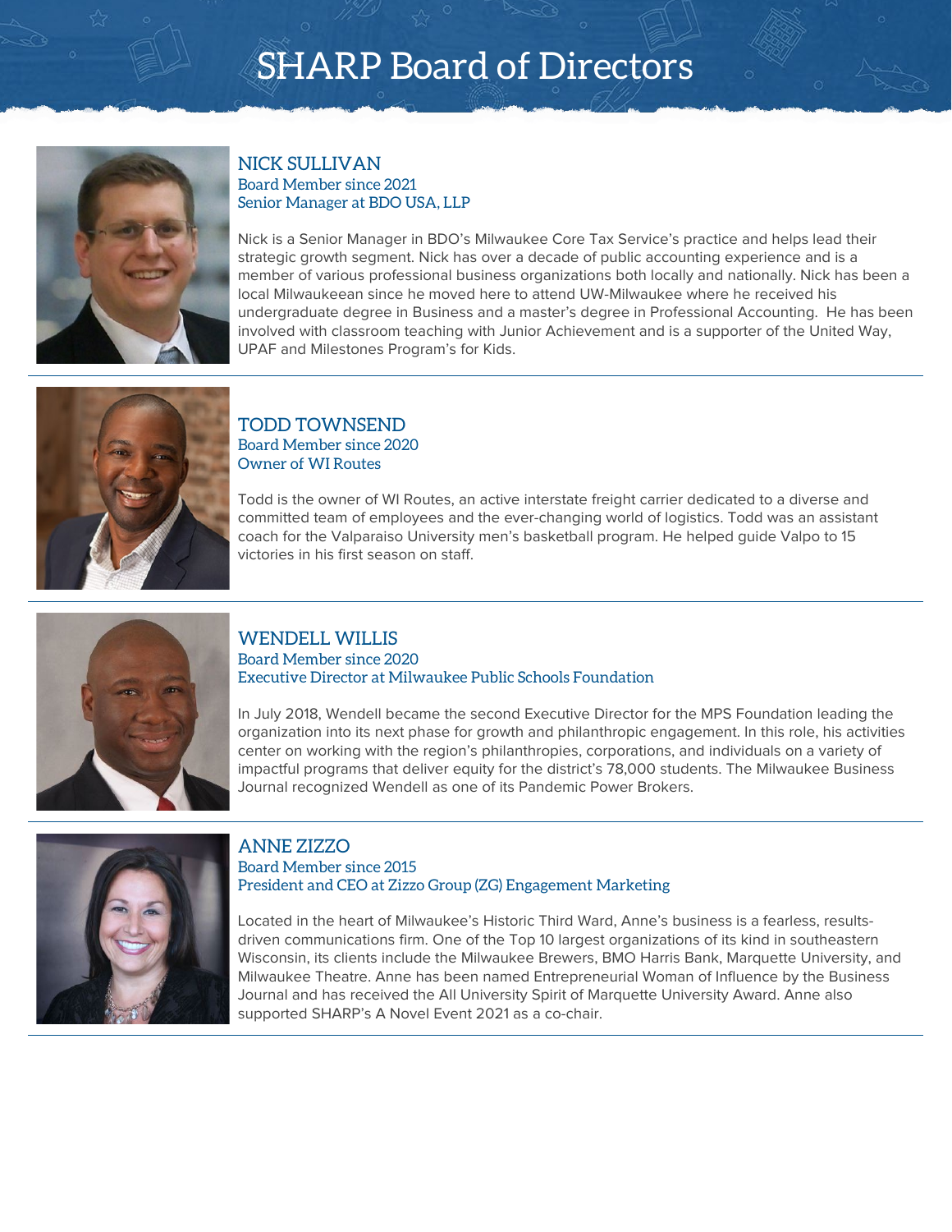# SHARP Board of Directors

## NICK SULLIVAN

Board Member since 2021
Senior Manager at BDO USA, LLP

Nick is a Senior Manager in BDO's Milwaukee Core Tax Service's practice and helps lead their strategic growth segment. Nick has over a decade of public accounting experience and is a member of various professional business organizations both locally and nationally. Nick has been a local Milwaukeean since he moved here to attend UW-Milwaukee where he received his undergraduate degree in Business and a master's degree in Professional Accounting. He has been involved with classroom teaching with Junior Achievement and is a supporter of the United Way, UPAF and Milestones Program's for Kids.

## TODD TOWNSEND

Board Member since 2020
Owner of WI Routes

Todd is the owner of WI Routes, an active interstate freight carrier dedicated to a diverse and committed team of employees and the ever-changing world of logistics. Todd was an assistant coach for the Valparaiso University men's basketball program. He helped guide Valpo to 15 victories in his first season on staff.

## WENDELL WILLIS

Board Member since 2020
Executive Director at Milwaukee Public Schools Foundation

In July 2018, Wendell became the second Executive Director for the MPS Foundation leading the organization into its next phase for growth and philanthropic engagement. In this role, his activities center on working with the region's philanthropies, corporations, and individuals on a variety of impactful programs that deliver equity for the district's 78,000 students. The Milwaukee Business Journal recognized Wendell as one of its Pandemic Power Brokers.

## ANNE ZIZZO

Board Member since 2015
President and CEO at Zizzo Group (ZG) Engagement Marketing

Located in the heart of Milwaukee's Historic Third Ward, Anne's business is a fearless, results-driven communications firm. One of the Top 10 largest organizations of its kind in southeastern Wisconsin, its clients include the Milwaukee Brewers, BMO Harris Bank, Marquette University, and Milwaukee Theatre. Anne has been named Entrepreneurial Woman of Influence by the Business Journal and has received the All University Spirit of Marquette University Award. Anne also supported SHARP's A Novel Event 2021 as a co-chair.